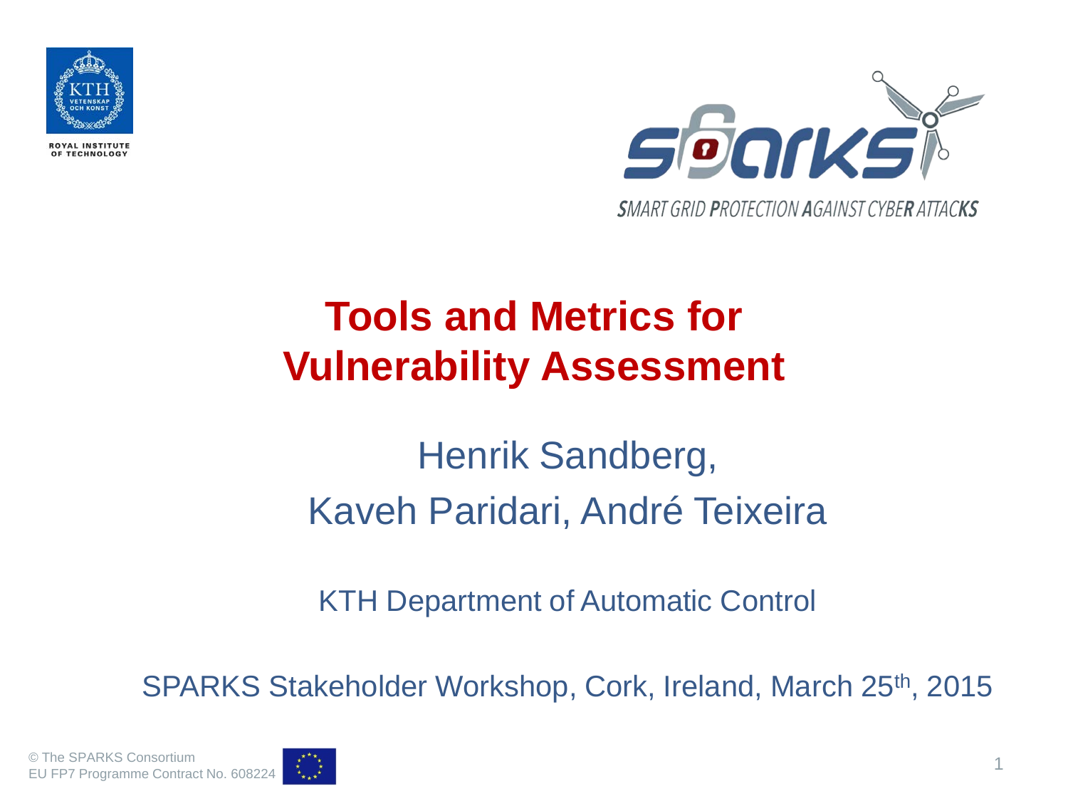ROYAL INSTITUTE OF TECHNOLOGY

SMART GRID PROTECTION AGAINST CYBER ATTACKS

# Tools and Metrics for Vulnerability Assessment

Henrik Sandberg,

Kaveh Paridari, André Teixeira

KTH Department of Automatic Control

SPARKS Stakeholder Workshop, Cork, Ireland, March 25th, 2015

© The SPARKS Consortium
EU FP7 Programme Contract No. 608224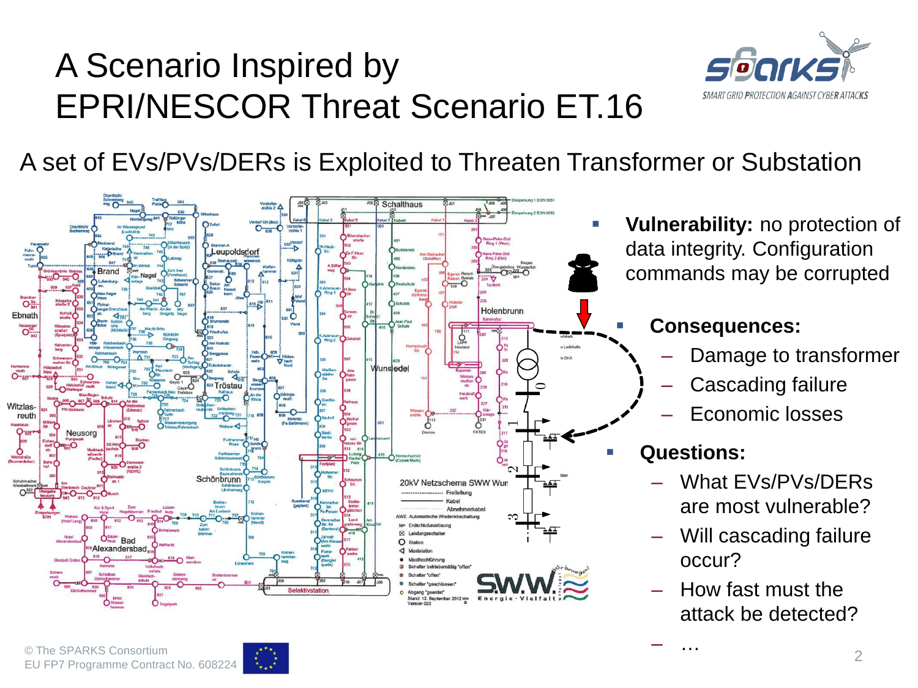# A Scenario Inspired by EPRI/NESCOR Threat Scenario ET.16

## A set of EVs/PVs/DERs is Exploited to Threaten Transformer or Substation

- **Vulnerability:** no protection of data integrity. Configuration commands may be corrupted
- **Consequences:**
  - Damage to transformer
  - Cascading failure
  - Economic losses
- **Questions:**
  - What EVs/PVs/DERs are most vulnerable?
  - Will cascading failure occur?
  - How fast must the attack be detected?
  - …

© The SPARKS Consortium
EU FP7 Programme Contract No. 608224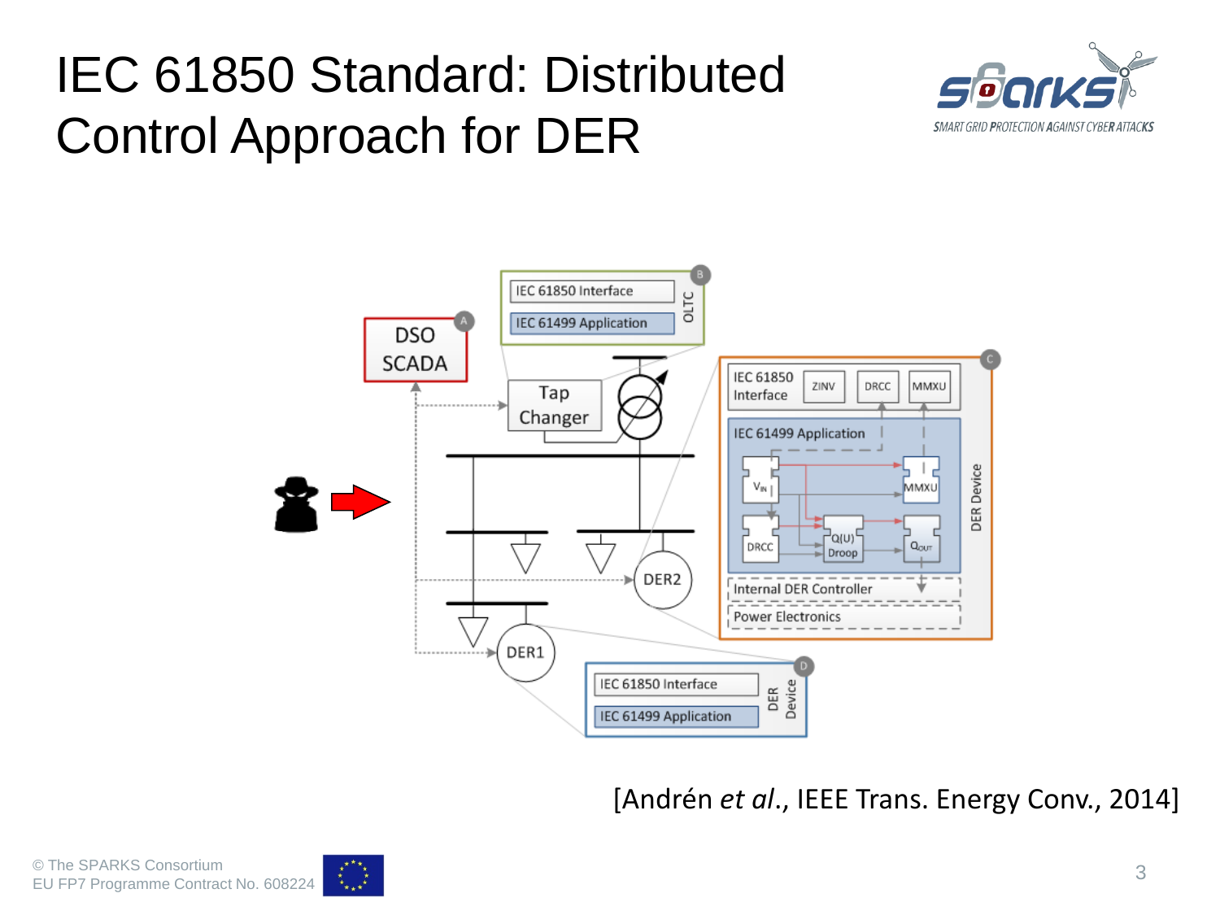# IEC 61850 Standard: Distributed Control Approach for DER

[Andrén *et al.*, IEEE Trans. Energy Conv., 2014]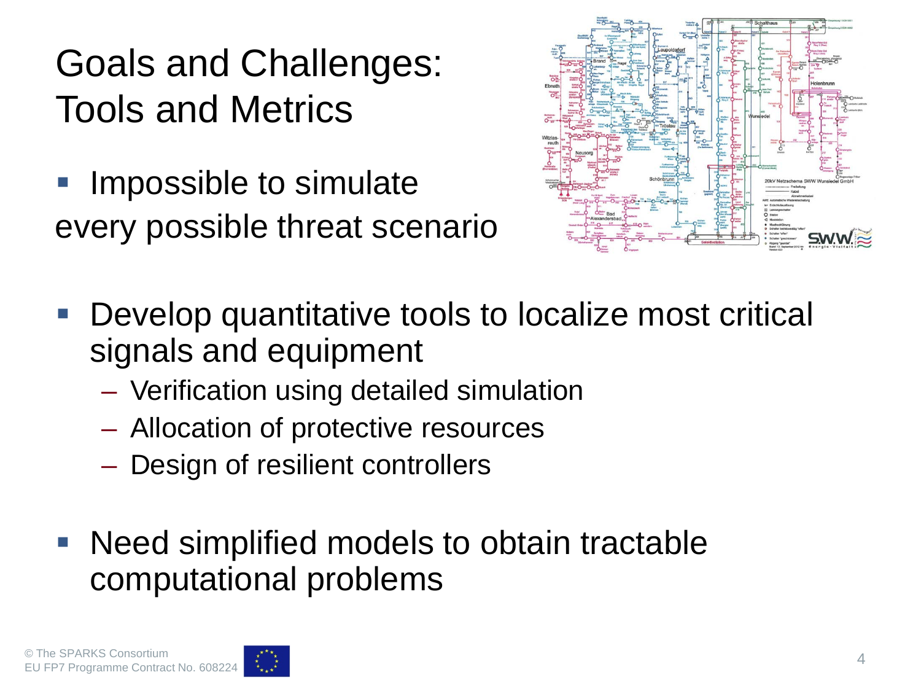# Goals and Challenges: Tools and Metrics

- Impossible to simulate

every possible threat scenario

- Develop quantitative tools to localize most critical signals and equipment
  - Verification using detailed simulation
  - Allocation of protective resources
  - Design of resilient controllers

- Need simplified models to obtain tractable computational problems

© The SPARKS Consortium
EU FP7 Programme Contract No. 608224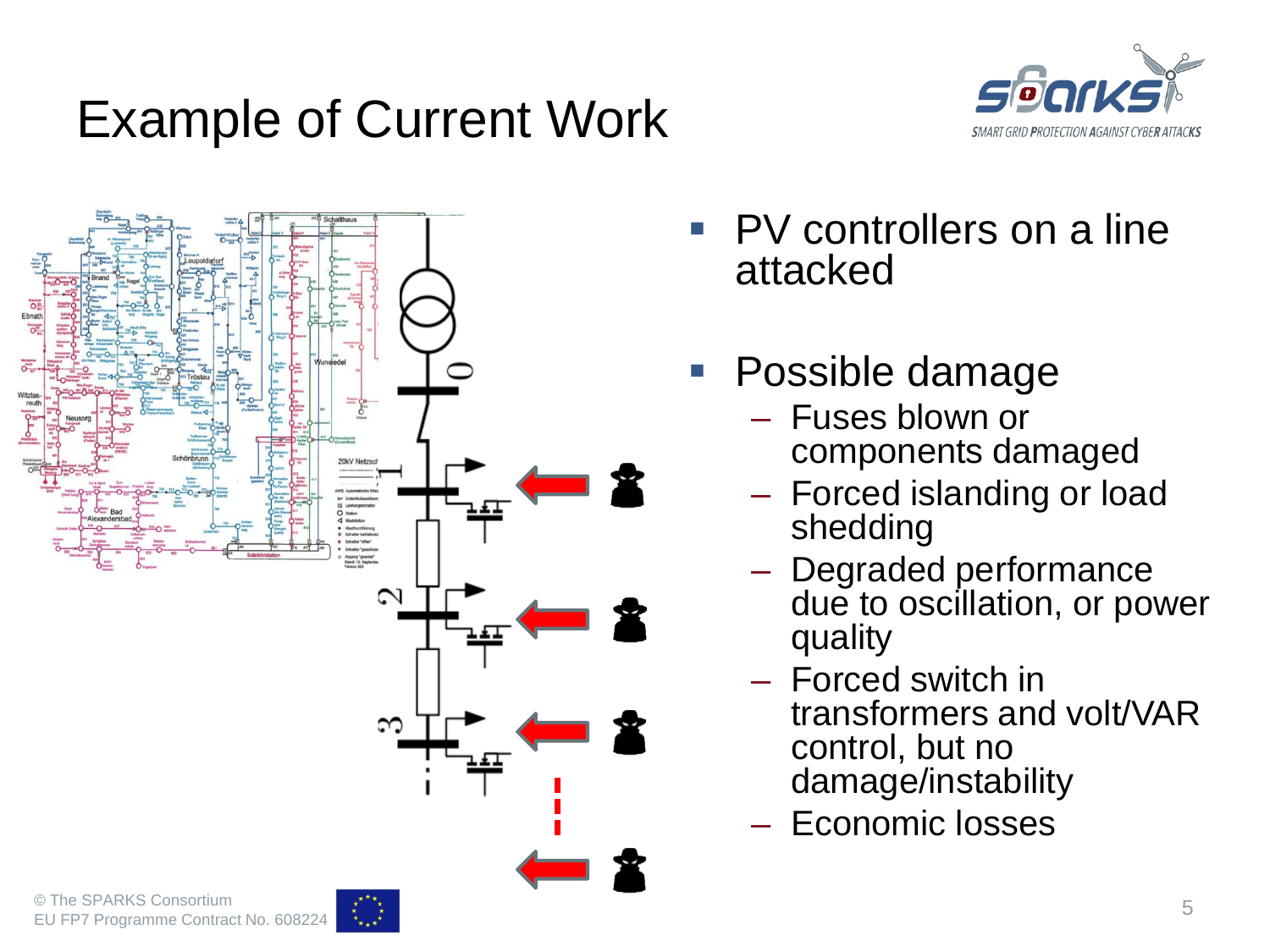# Example of Current Work

- PV controllers on a line attacked

- Possible damage
  - Fuses blown or components damaged
  - Forced islanding or load shedding
  - Degraded performance due to oscillation, or power quality
  - Forced switch in transformers and volt/VAR control, but no damage/instability
  - Economic losses

© The SPARKS Consortium
EU FP7 Programme Contract No. 608224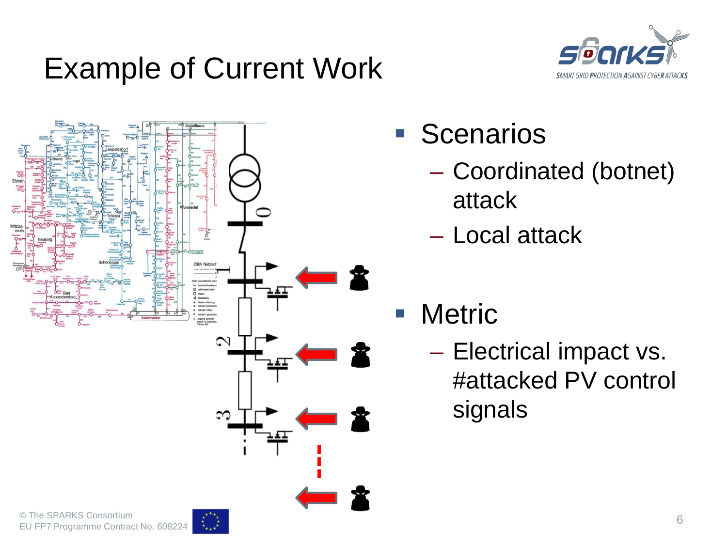# Example of Current Work

- Scenarios
  - Coordinated (botnet) attack
  - Local attack
- Metric
  - Electrical impact vs. #attacked PV control signals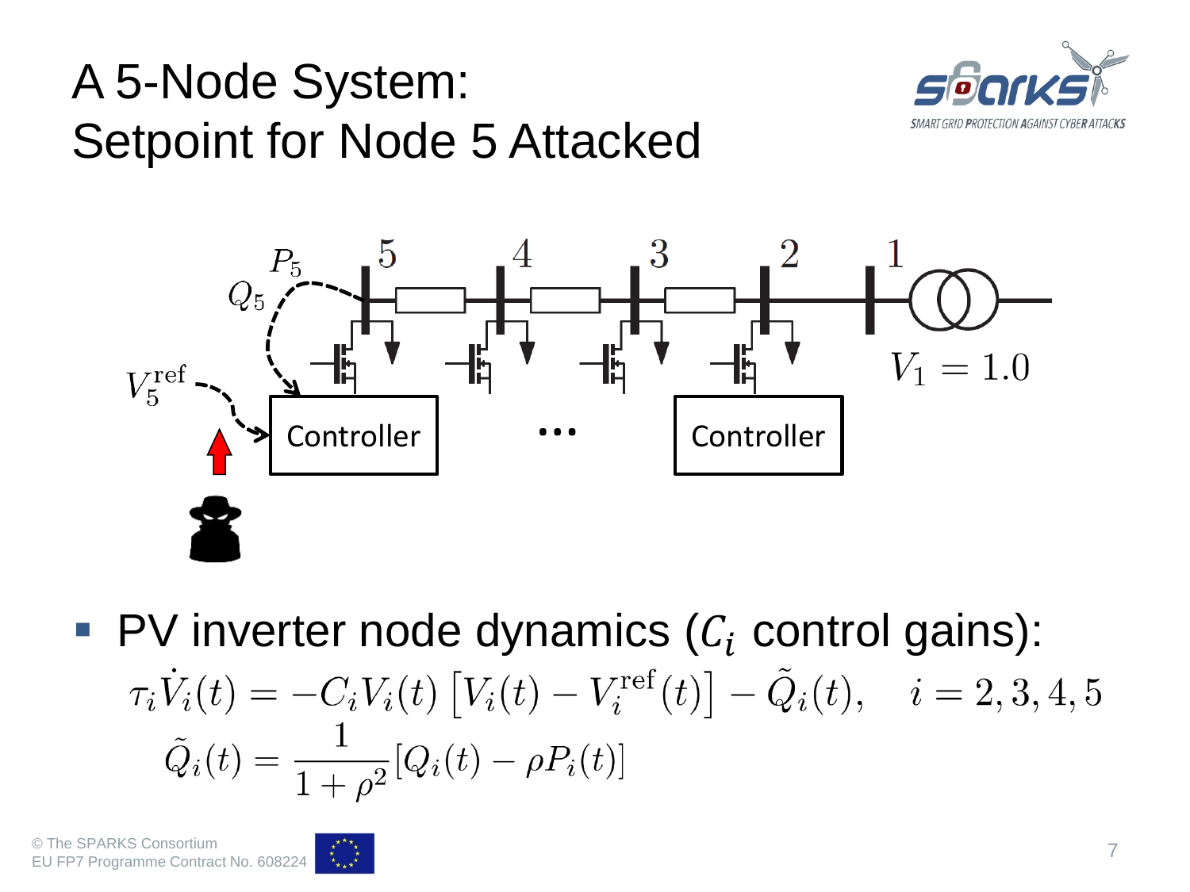# A 5-Node System: Setpoint for Node 5 Attacked

- PV inverter node dynamics ($C_i$ control gains):

$$\tau_i \dot{V}_i(t) = -C_i V_i(t) \left[ V_i(t) - V_i^{\text{ref}}(t) \right] - \tilde{Q}_i(t), \quad i = 2, 3, 4, 5$$

$$\tilde{Q}_i(t) = \frac{1}{1+\rho^2} [Q_i(t) - \rho P_i(t)]$$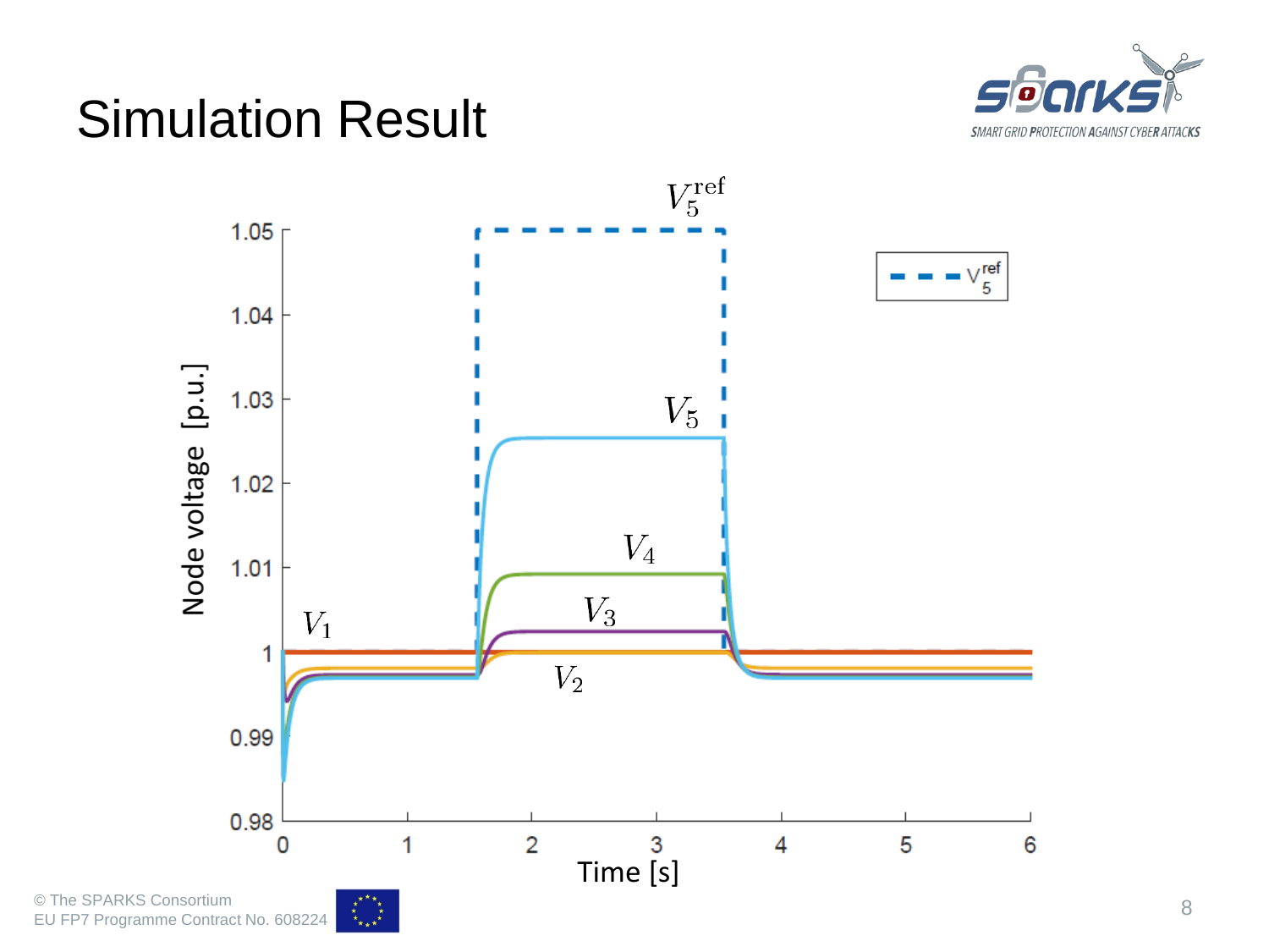# Simulation Result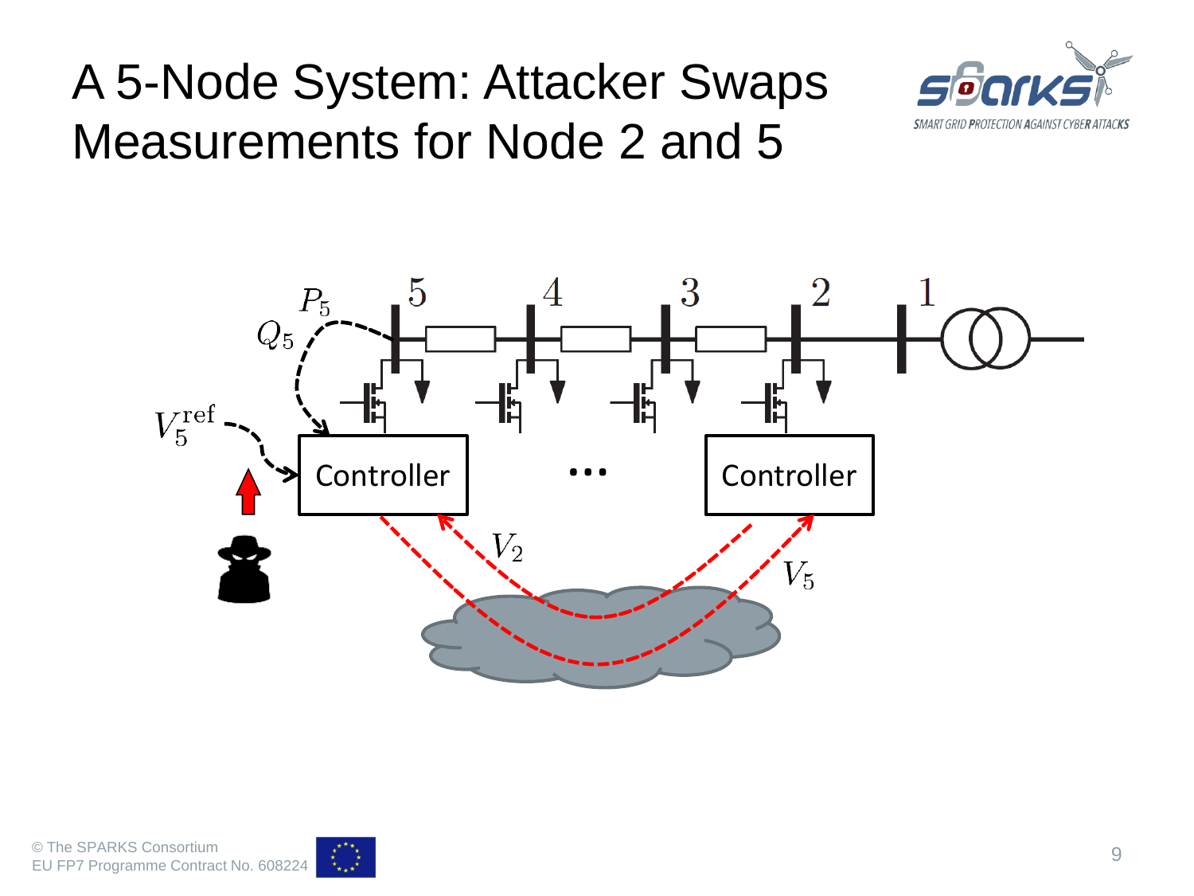# A 5-Node System: Attacker Swaps Measurements for Node 2 and 5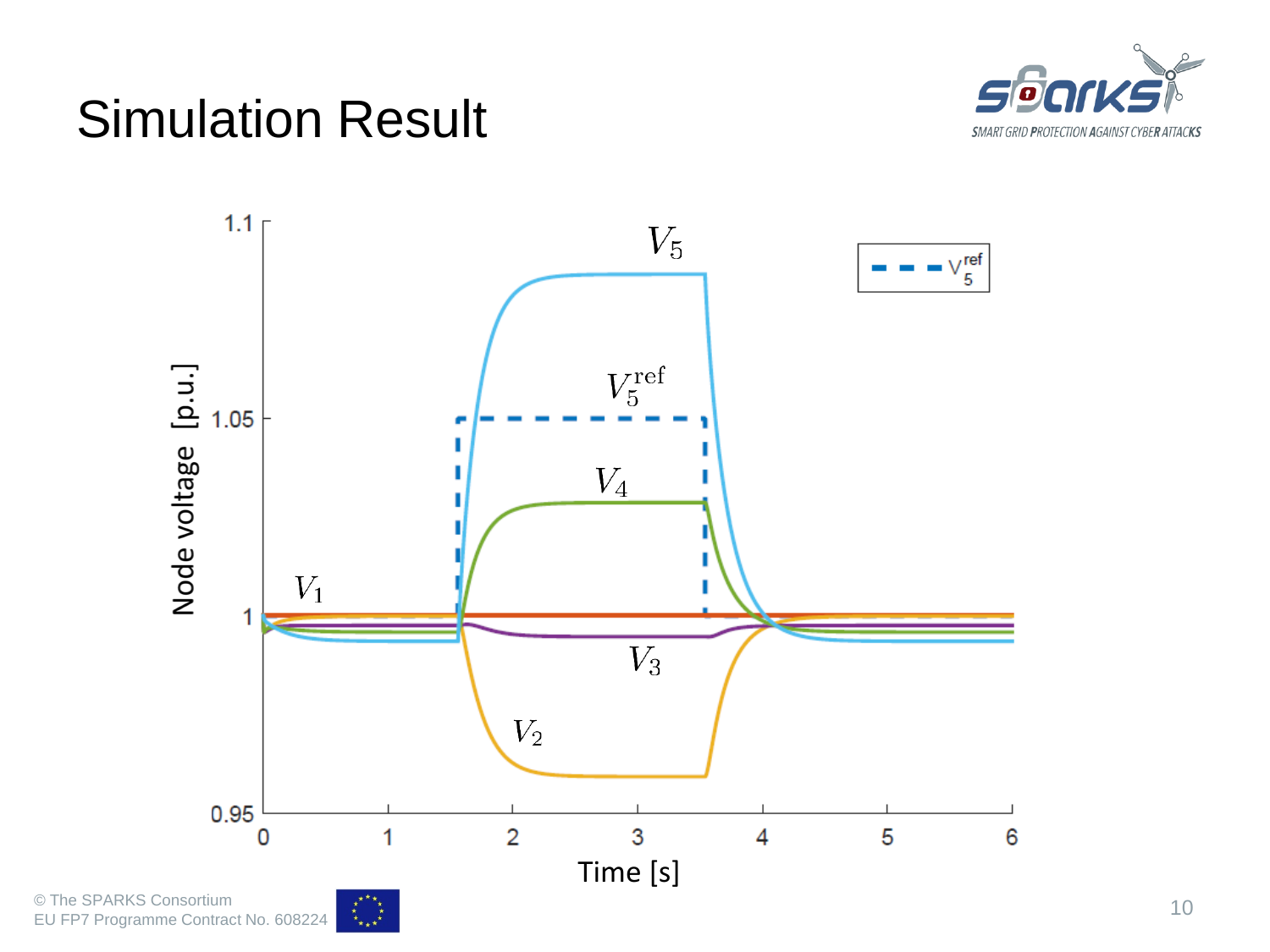# Simulation Result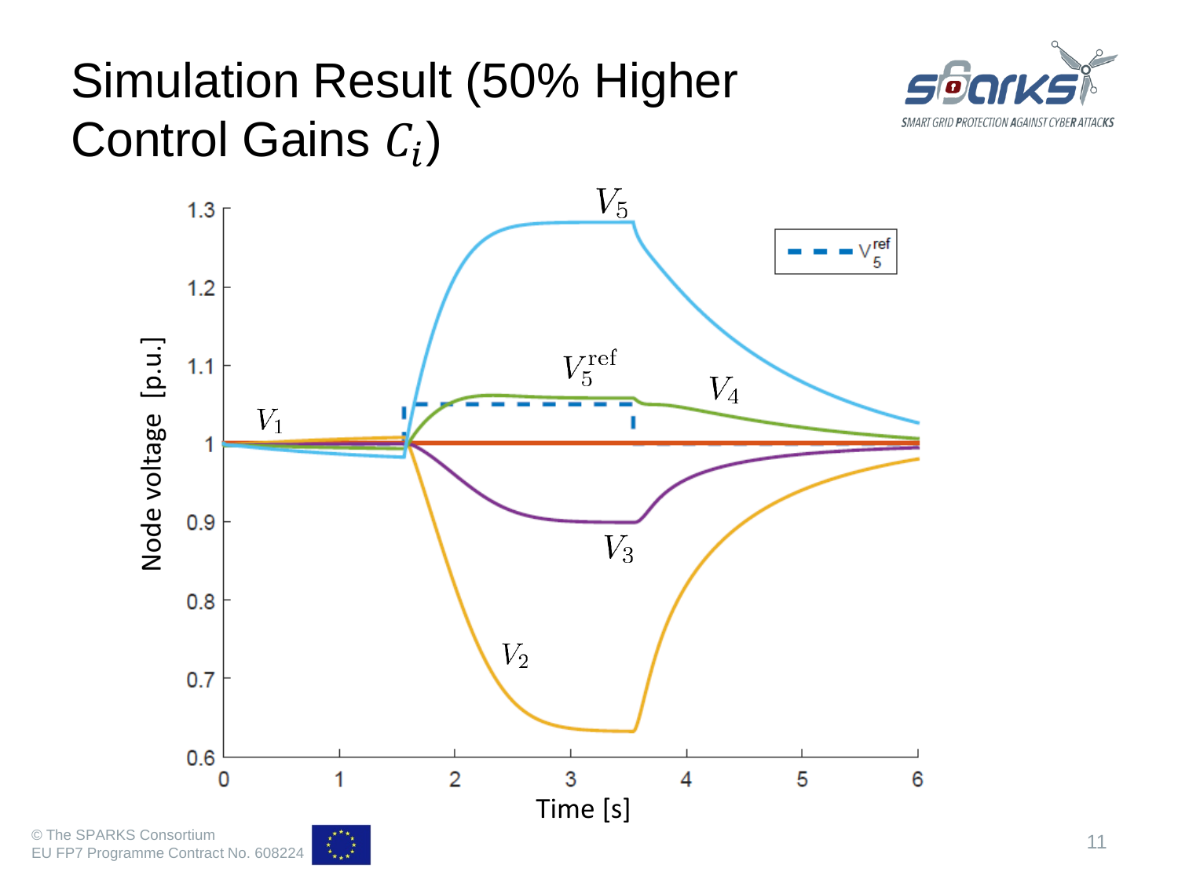# Simulation Result (50% Higher Control Gains $C_i$)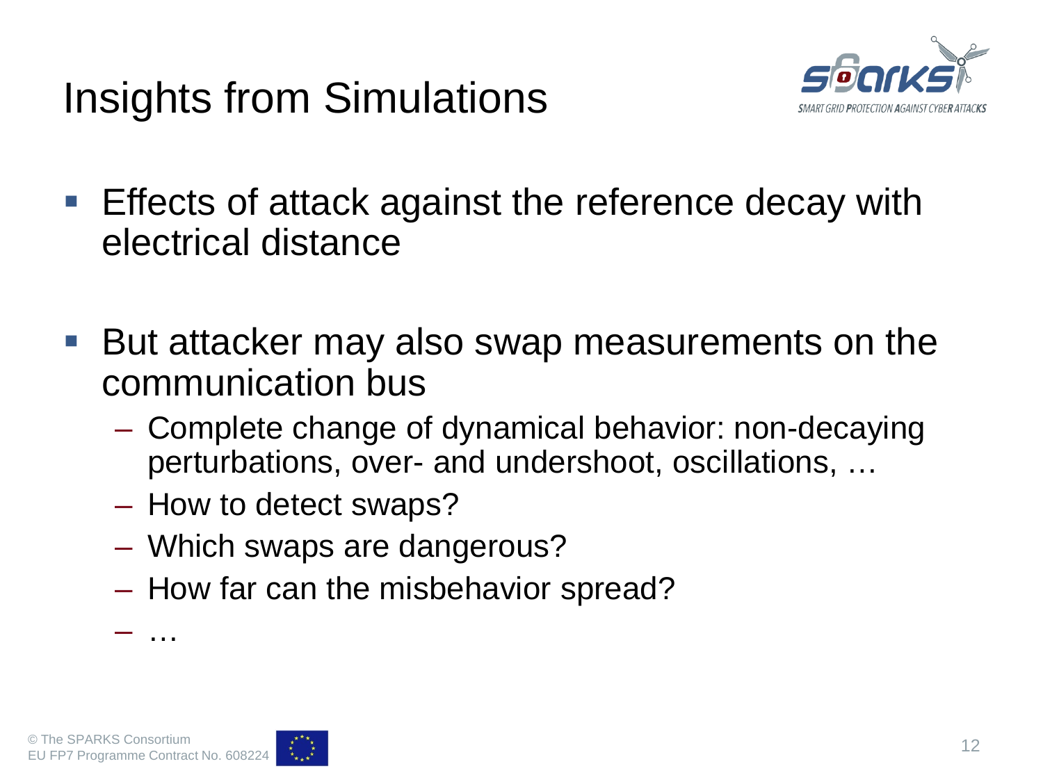# Insights from Simulations

- Effects of attack against the reference decay with electrical distance

- But attacker may also swap measurements on the communication bus
  - Complete change of dynamical behavior: non-decaying perturbations, over- and undershoot, oscillations, …
  - How to detect swaps?
  - Which swaps are dangerous?
  - How far can the misbehavior spread?
  - …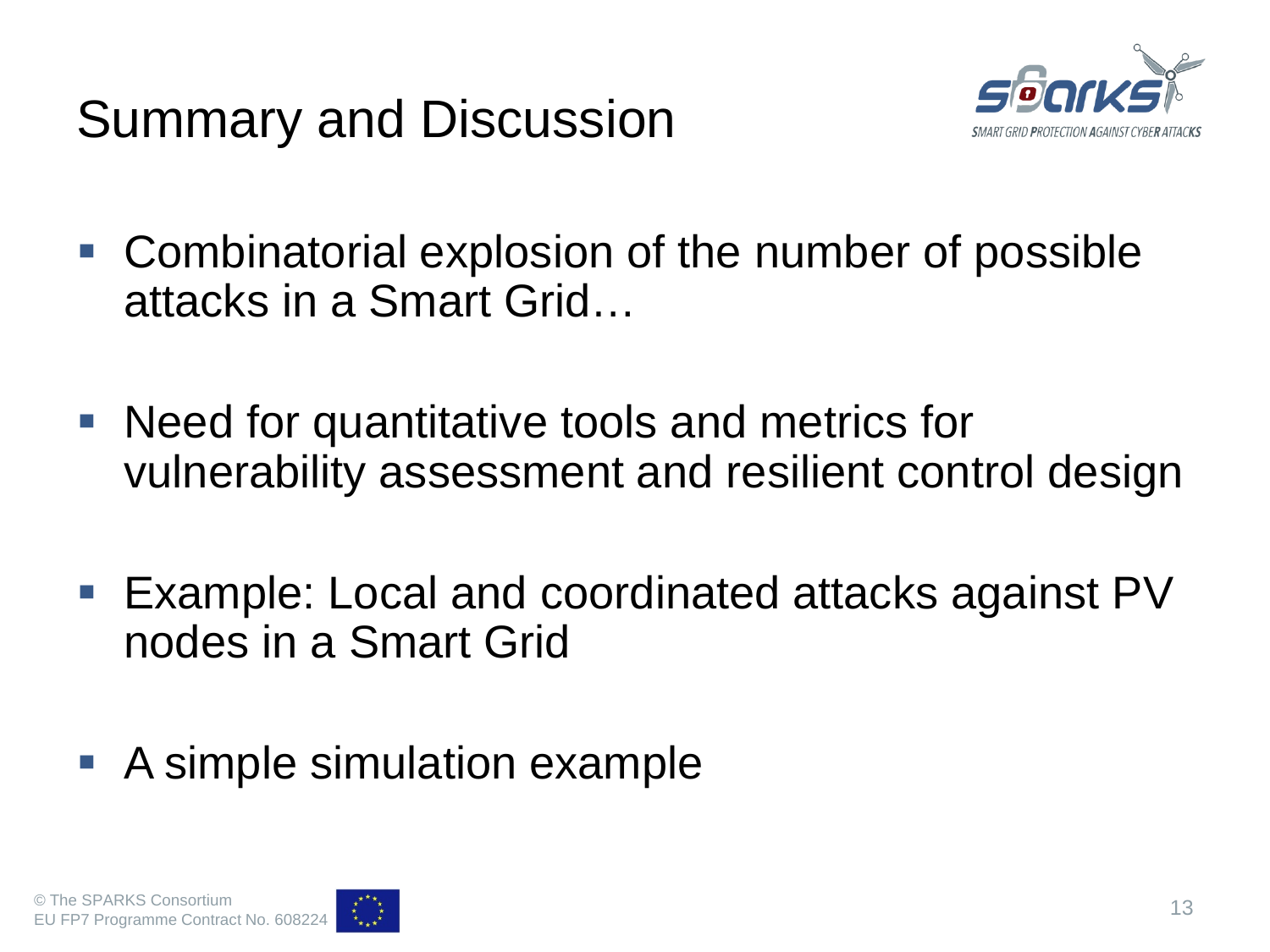# Summary and Discussion

- Combinatorial explosion of the number of possible attacks in a Smart Grid…

- Need for quantitative tools and metrics for vulnerability assessment and resilient control design

- Example: Local and coordinated attacks against PV nodes in a Smart Grid

- A simple simulation example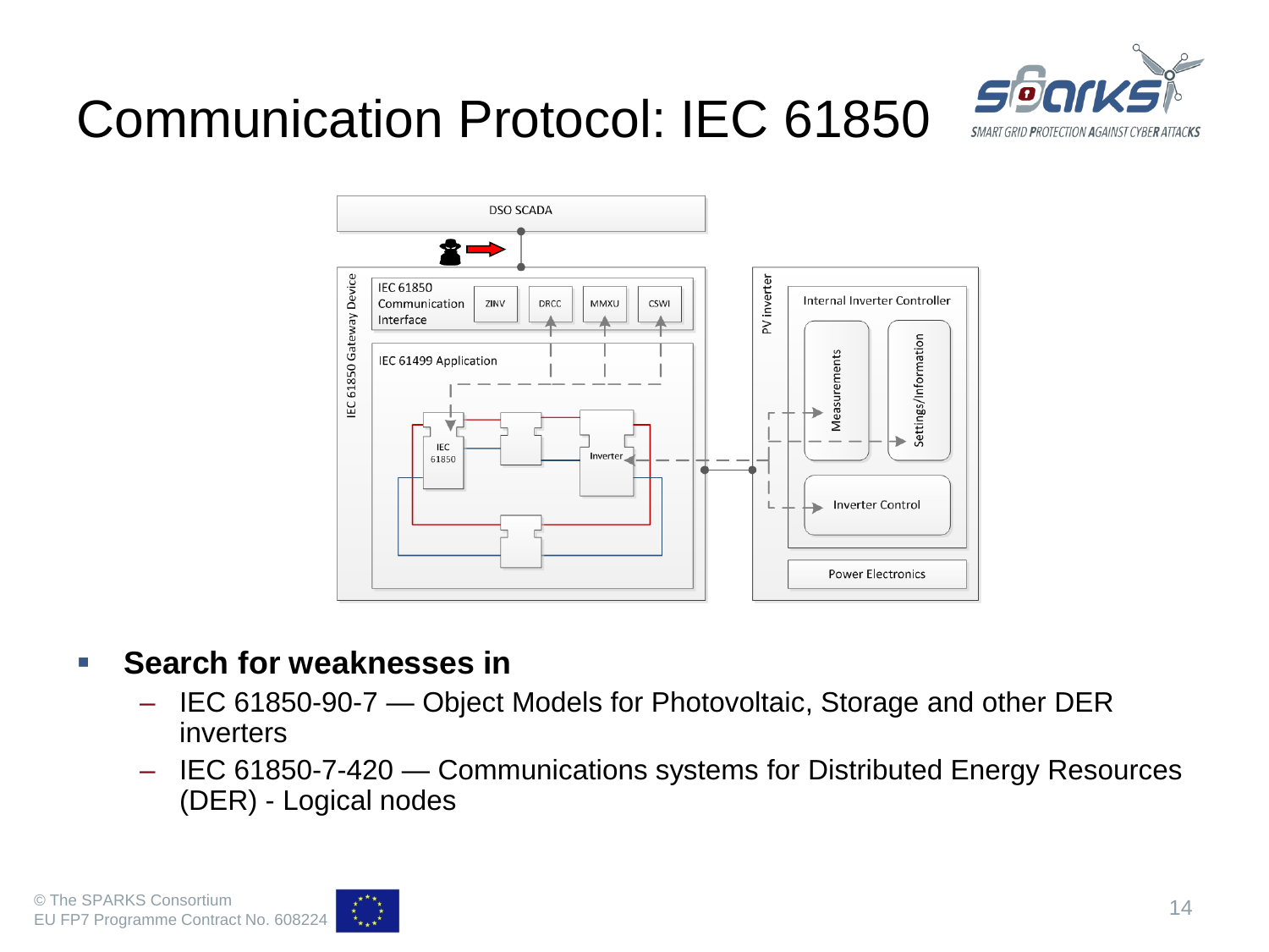# Communication Protocol: IEC 61850

- **Search for weaknesses in**
  - IEC 61850-90-7 — Object Models for Photovoltaic, Storage and other DER inverters
  - IEC 61850-7-420 — Communications systems for Distributed Energy Resources (DER) - Logical nodes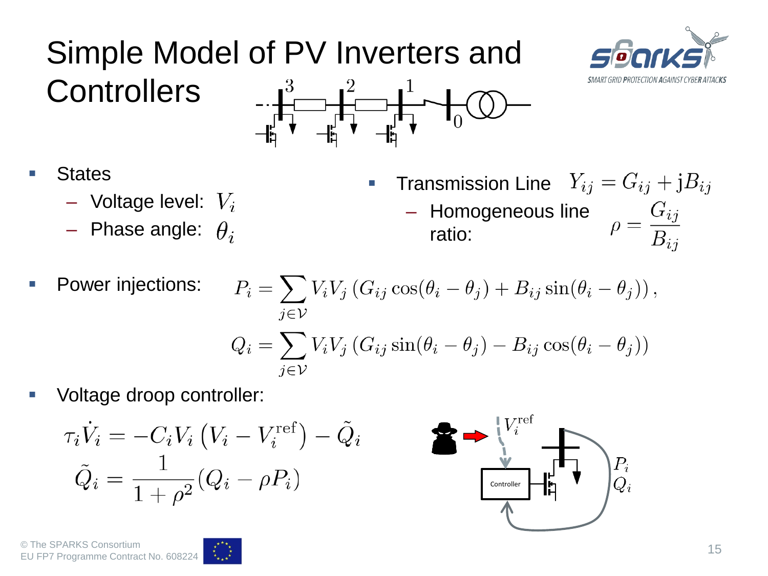# Simple Model of PV Inverters and Controllers

- States
  - Voltage level: $V_i$
  - Phase angle: $\theta_i$
- Transmission Line $Y_{ij} = G_{ij} + \mathrm{j}B_{ij}$
  - Homogeneous line ratio: $\rho = \dfrac{G_{ij}}{B_{ij}}$
- Power injections:

$$P_i = \sum_{j \in \mathcal{V}} V_i V_j \left( G_{ij} \cos(\theta_i - \theta_j) + B_{ij} \sin(\theta_i - \theta_j) \right),$$

$$Q_i = \sum_{j \in \mathcal{V}} V_i V_j \left( G_{ij} \sin(\theta_i - \theta_j) - B_{ij} \cos(\theta_i - \theta_j) \right)$$

- Voltage droop controller:

$$\tau_i \dot{V}_i = -C_i V_i \left( V_i - V_i^{\mathrm{ref}} \right) - \tilde{Q}_i$$

$$\tilde{Q}_i = \frac{1}{1+\rho^2} (Q_i - \rho P_i)$$

© The SPARKS Consortium
EU FP7 Programme Contract No. 608224